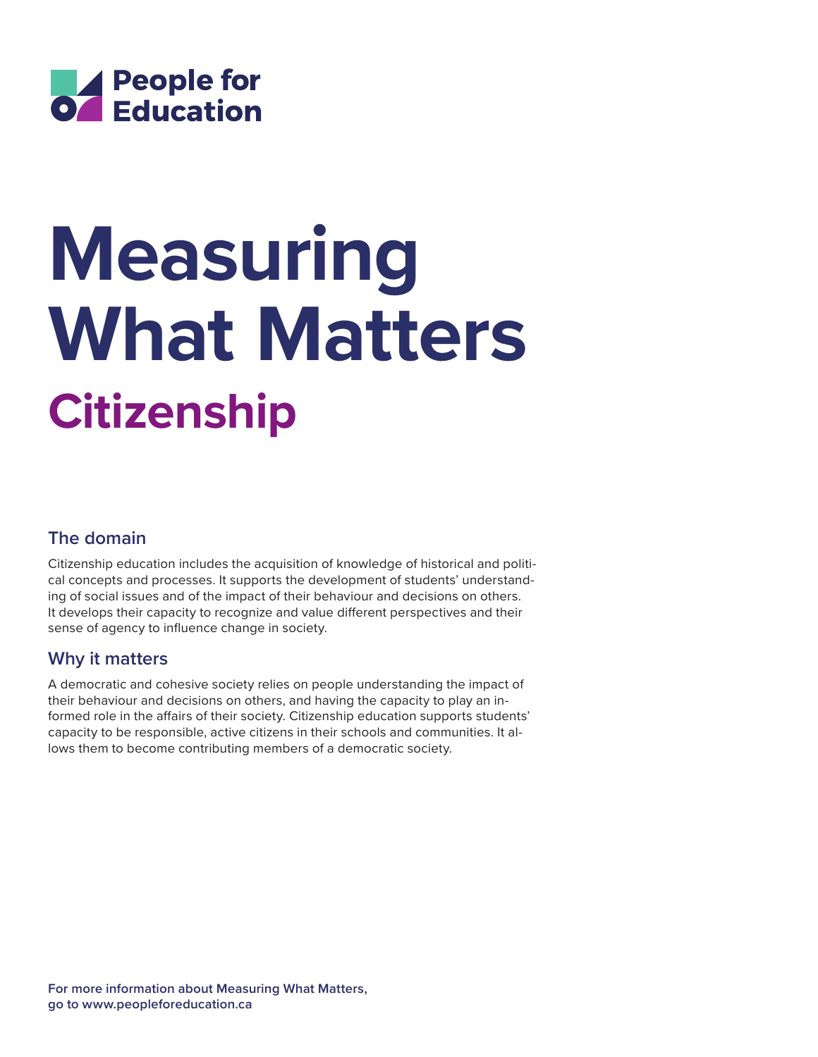People for Education

# Measuring What Matters

## Citizenship

### The domain

Citizenship education includes the acquisition of knowledge of historical and political concepts and processes. It supports the development of students' understanding of social issues and of the impact of their behaviour and decisions on others. It develops their capacity to recognize and value different perspectives and their sense of agency to influence change in society.

### Why it matters

A democratic and cohesive society relies on people understanding the impact of their behaviour and decisions on others, and having the capacity to play an informed role in the affairs of their society. Citizenship education supports students' capacity to be responsible, active citizens in their schools and communities. It allows them to become contributing members of a democratic society.

**For more information about Measuring What Matters, go to www.peopleforeducation.ca**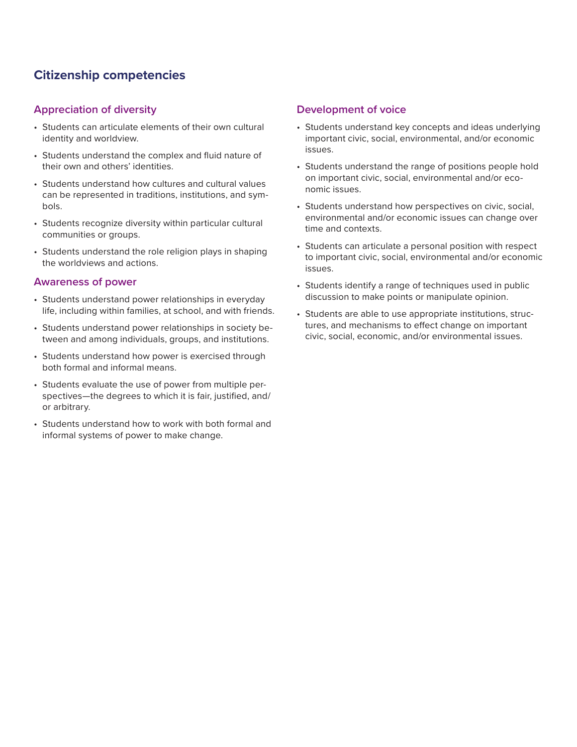## Citizenship competencies

### Appreciation of diversity

- Students can articulate elements of their own cultural identity and worldview.
- Students understand the complex and fluid nature of their own and others' identities.
- Students understand how cultures and cultural values can be represented in traditions, institutions, and symbols.
- Students recognize diversity within particular cultural communities or groups.
- Students understand the role religion plays in shaping the worldviews and actions.

### Awareness of power

- Students understand power relationships in everyday life, including within families, at school, and with friends.
- Students understand power relationships in society between and among individuals, groups, and institutions.
- Students understand how power is exercised through both formal and informal means.
- Students evaluate the use of power from multiple perspectives—the degrees to which it is fair, justified, and/or arbitrary.
- Students understand how to work with both formal and informal systems of power to make change.

### Development of voice

- Students understand key concepts and ideas underlying important civic, social, environmental, and/or economic issues.
- Students understand the range of positions people hold on important civic, social, environmental and/or economic issues.
- Students understand how perspectives on civic, social, environmental and/or economic issues can change over time and contexts.
- Students can articulate a personal position with respect to important civic, social, environmental and/or economic issues.
- Students identify a range of techniques used in public discussion to make points or manipulate opinion.
- Students are able to use appropriate institutions, structures, and mechanisms to effect change on important civic, social, economic, and/or environmental issues.